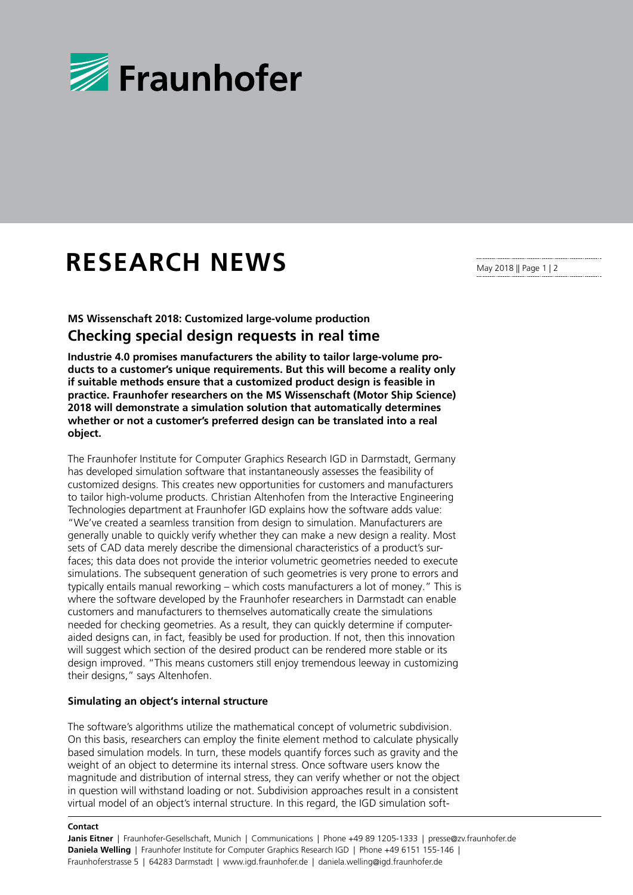# RESEARCH NEWS

May 2018 || Page 1 | 2

**MS Wissenschaft 2018: Customized large-volume production**

## Checking special design requests in real time

**Industrie 4.0 promises manufacturers the ability to tailor large-volume products to a customer's unique requirements. But this will become a reality only if suitable methods ensure that a customized product design is feasible in practice. Fraunhofer researchers on the MS Wissenschaft (Motor Ship Science) 2018 will demonstrate a simulation solution that automatically determines whether or not a customer's preferred design can be translated into a real object.**

The Fraunhofer Institute for Computer Graphics Research IGD in Darmstadt, Germany has developed simulation software that instantaneously assesses the feasibility of customized designs. This creates new opportunities for customers and manufacturers to tailor high-volume products. Christian Altenhofen from the Interactive Engineering Technologies department at Fraunhofer IGD explains how the software adds value: "We've created a seamless transition from design to simulation. Manufacturers are generally unable to quickly verify whether they can make a new design a reality. Most sets of CAD data merely describe the dimensional characteristics of a product's surfaces; this data does not provide the interior volumetric geometries needed to execute simulations. The subsequent generation of such geometries is very prone to errors and typically entails manual reworking – which costs manufacturers a lot of money." This is where the software developed by the Fraunhofer researchers in Darmstadt can enable customers and manufacturers to themselves automatically create the simulations needed for checking geometries. As a result, they can quickly determine if computer-aided designs can, in fact, feasibly be used for production. If not, then this innovation will suggest which section of the desired product can be rendered more stable or its design improved. "This means customers still enjoy tremendous leeway in customizing their designs," says Altenhofen.

### Simulating an object's internal structure

The software's algorithms utilize the mathematical concept of volumetric subdivision. On this basis, researchers can employ the finite element method to calculate physically based simulation models. In turn, these models quantify forces such as gravity and the weight of an object to determine its internal stress. Once software users know the magnitude and distribution of internal stress, they can verify whether or not the object in question will withstand loading or not. Subdivision approaches result in a consistent virtual model of an object's internal structure. In this regard, the IGD simulation soft-

**Contact**

**Janis Eitner** | Fraunhofer-Gesellschaft, Munich | Communications | Phone +49 89 1205-1333 | presse@zv.fraunhofer.de
**Daniela Welling** | Fraunhofer Institute for Computer Graphics Research IGD | Phone +49 6151 155-146 | Fraunhoferstrasse 5 | 64283 Darmstadt | www.igd.fraunhofer.de | daniela.welling@igd.fraunhofer.de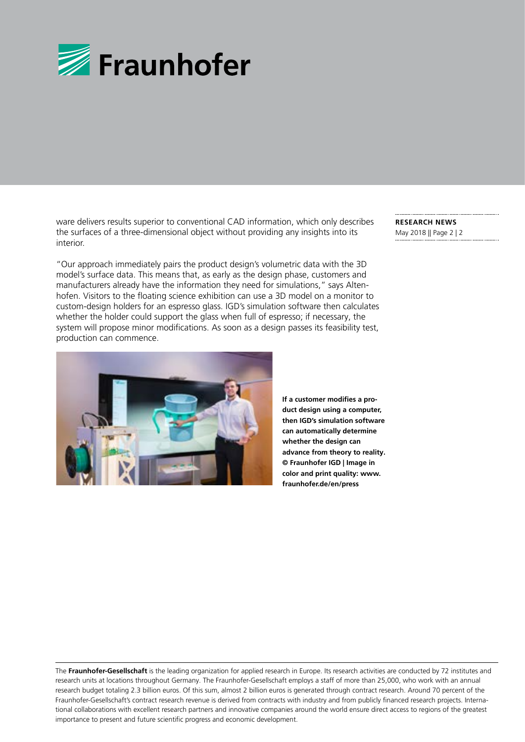ware delivers results superior to conventional CAD information, which only describes the surfaces of a three-dimensional object without providing any insights into its interior.

"Our approach immediately pairs the product design's volumetric data with the 3D model's surface data. This means that, as early as the design phase, customers and manufacturers already have the information they need for simulations," says Altenhofen. Visitors to the floating science exhibition can use a 3D model on a monitor to custom-design holders for an espresso glass. IGD's simulation software then calculates whether the holder could support the glass when full of espresso; if necessary, the system will propose minor modifications. As soon as a design passes its feasibility test, production can commence.

**If a customer modifies a product design using a computer, then IGD's simulation software can automatically determine whether the design can advance from theory to reality. © Fraunhofer IGD | Image in color and print quality: www.fraunhofer.de/en/press**

The **Fraunhofer-Gesellschaft** is the leading organization for applied research in Europe. Its research activities are conducted by 72 institutes and research units at locations throughout Germany. The Fraunhofer-Gesellschaft employs a staff of more than 25,000, who work with an annual research budget totaling 2.3 billion euros. Of this sum, almost 2 billion euros is generated through contract research. Around 70 percent of the Fraunhofer-Gesellschaft's contract research revenue is derived from contracts with industry and from publicly financed research projects. International collaborations with excellent research partners and innovative companies around the world ensure direct access to regions of the greatest importance to present and future scientific progress and economic development.